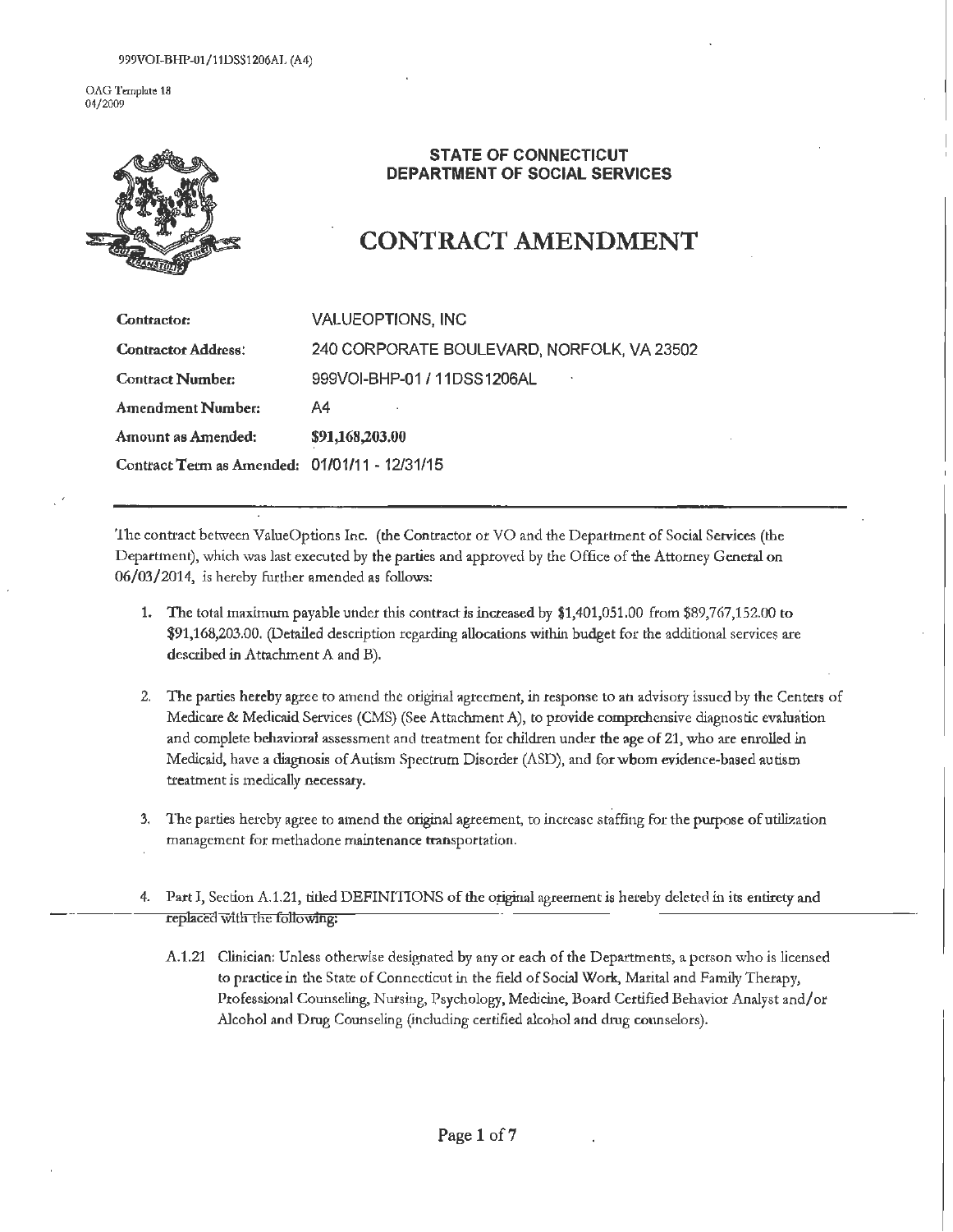999VOI-BHP-01/11DSS1206AL (A4)

OAG Template 18
04/2009

**STATE OF CONNECTICUT**
**DEPARTMENT OF SOCIAL SERVICES**

# CONTRACT AMENDMENT

| | |
|---|---|
| **Contractor:** | VALUEOPTIONS, INC |
| **Contractor Address:** | 240 CORPORATE BOULEVARD, NORFOLK, VA 23502 |
| **Contract Number:** | 999VOI-BHP-01 / 11DSS1206AL |
| **Amendment Number:** | A4 |
| **Amount as Amended:** | **$91,168,203.00** |
| **Contract Term as Amended:** | 01/01/11 - 12/31/15 |

---

The contract between ValueOptions Inc. (the Contractor or VO and the Department of Social Services (the Department), which was last executed by the parties and approved by the Office of the Attorney General on 06/03/2014, is hereby further amended as follows:

1. The total maximum payable under this contract is increased by $1,401,051.00 from $89,767,152.00 to $91,168,203.00. (Detailed description regarding allocations within budget for the additional services are described in Attachment A and B).

2. The parties hereby agree to amend the original agreement, in response to an advisory issued by the Centers of Medicare & Medicaid Services (CMS) (See Attachment A), to provide comprehensive diagnostic evaluation and complete behavioral assessment and treatment for children under the age of 21, who are enrolled in Medicaid, have a diagnosis of Autism Spectrum Disorder (ASD), and for whom evidence-based autism treatment is medically necessary.

3. The parties hereby agree to amend the original agreement, to increase staffing for the purpose of utilization management for methadone maintenance transportation.

4. Part I, Section A.1.21, titled DEFINITIONS of the original agreement is hereby deleted in its entirety and replaced with the following:

   A.1.21 Clinician: Unless otherwise designated by any or each of the Departments, a person who is licensed to practice in the State of Connecticut in the field of Social Work, Marital and Family Therapy, Professional Counseling, Nursing, Psychology, Medicine, Board Certified Behavior Analyst and/or Alcohol and Drug Counseling (including certified alcohol and drug counselors).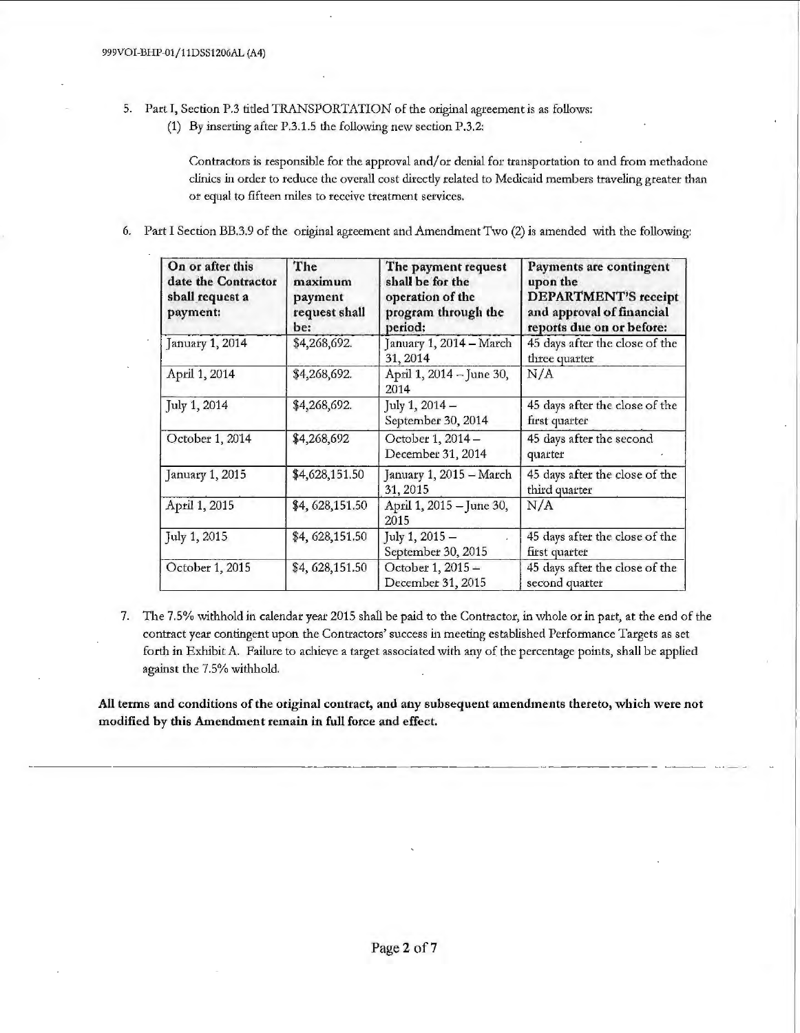5. Part I, Section P.3 titled TRANSPORTATION of the original agreement is as follows:
   (1) By inserting after P.3.1.5 the following new section P.3.2:

   Contractors is responsible for the approval and/or denial for transportation to and from methadone clinics in order to reduce the overall cost directly related to Medicaid members traveling greater than or equal to fifteen miles to receive treatment services.

6. Part I Section BB.3.9 of the original agreement and Amendment Two (2) is amended with the following:

| On or after this date the Contractor shall request a payment: | The maximum payment request shall be: | The payment request shall be for the operation of the program through the period: | Payments are contingent upon the DEPARTMENT'S receipt and approval of financial reports due on or before: |
|---|---|---|---|
| January 1, 2014 | $4,268,692. | January 1, 2014 – March 31, 2014 | 45 days after the close of the three quarter |
| April 1, 2014 | $4,268,692. | April 1, 2014 – June 30, 2014 | N/A |
| July 1, 2014 | $4,268,692. | July 1, 2014 – September 30, 2014 | 45 days after the close of the first quarter |
| October 1, 2014 | $4,268,692 | October 1, 2014 – December 31, 2014 | 45 days after the second quarter |
| January 1, 2015 | $4,628,151.50 | January 1, 2015 – March 31, 2015 | 45 days after the close of the third quarter |
| April 1, 2015 | $4, 628,151.50 | April 1, 2015 – June 30, 2015 | N/A |
| July 1, 2015 | $4, 628,151.50 | July 1, 2015 – September 30, 2015 | 45 days after the close of the first quarter |
| October 1, 2015 | $4, 628,151.50 | October 1, 2015 – December 31, 2015 | 45 days after the close of the second quarter |

7. The 7.5% withhold in calendar year 2015 shall be paid to the Contractor, in whole or in part, at the end of the contract year contingent upon the Contractors' success in meeting established Performance Targets as set forth in Exhibit A. Failure to achieve a target associated with any of the percentage points, shall be applied against the 7.5% withhold.

**All terms and conditions of the original contract, and any subsequent amendments thereto, which were not modified by this Amendment remain in full force and effect.**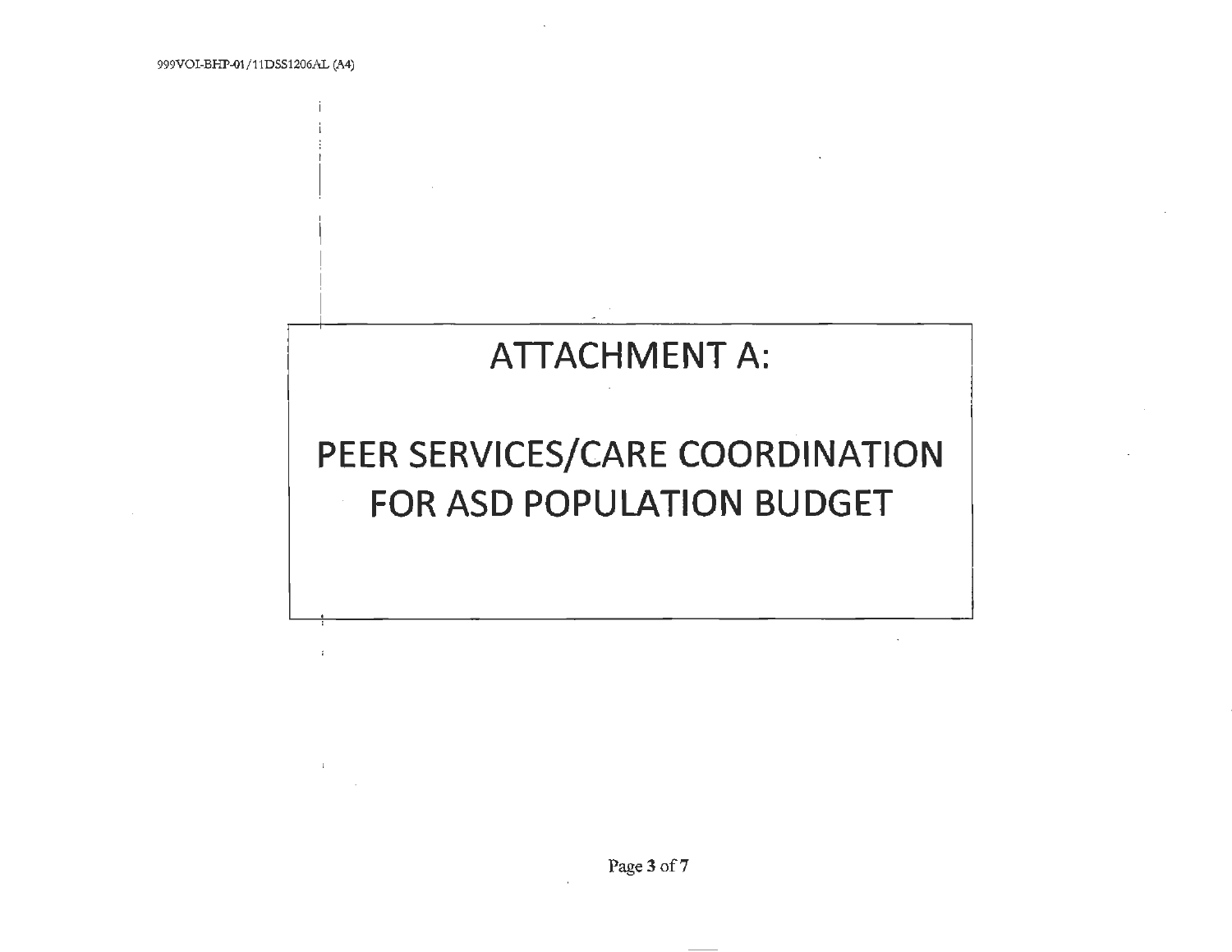# ATTACHMENT A:

# PEER SERVICES/CARE COORDINATION FOR ASD POPULATION BUDGET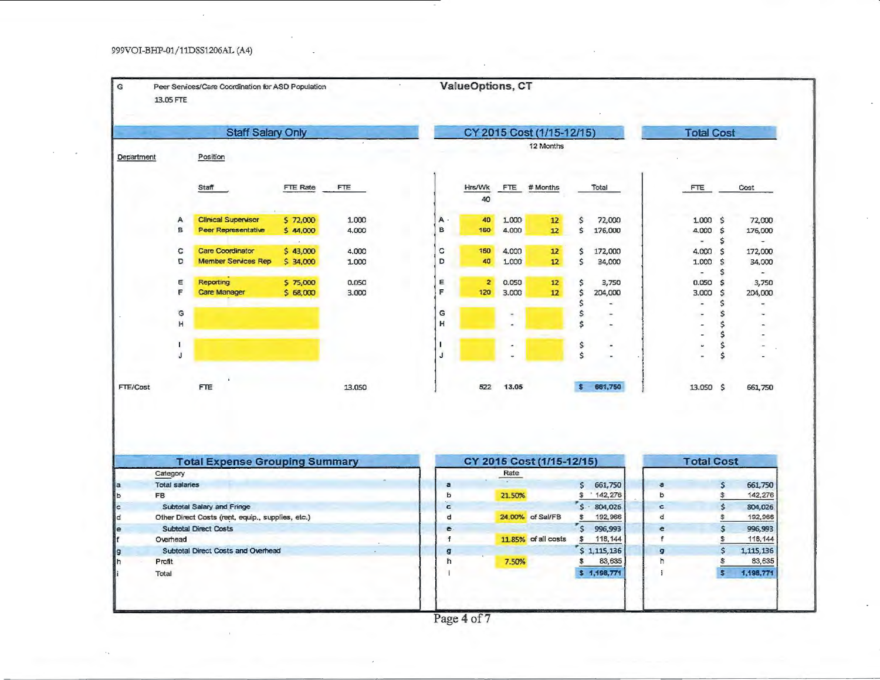999VOI-BHP-01/11DSS1206AL (A4)

G Peer Services/Care Coordination for ASD Population

13.05 FTE

## ValueOptions, CT

| Staff Salary Only | | | | | CY 2015 Cost (1/15-12/15) 12 Months | | | | | Total Cost | |
|---|---|---|---|---|---|---|---|---|---|---|---|
| Department | Position | | | | | | | | | | |
| | | Staff | FTE Rate | FTE | | Hrs/Wk 40 | FTE | # Months | Total | FTE | Cost |
| | A | Clinical Supervisor | $ 72,000 | 1.000 | A | 40 | 1.000 | 12 | $ 72,000 | 1.000 | $ 72,000 |
| | B | Peer Representative | $ 44,000 | 4.000 | B | 160 | 4.000 | 12 | $ 176,000 | 4.000 | $ 176,000 |
| | | | | | | | | | | - | $ - |
| | C | Care Coordinator | $ 43,000 | 4.000 | C | 160 | 4.000 | 12 | $ 172,000 | 4.000 | $ 172,000 |
| | D | Member Services Rep | $ 34,000 | 1.000 | D | 40 | 1.000 | 12 | $ 34,000 | 1.000 | $ 34,000 |
| | | | | | | | | | | - | $ - |
| | E | Reporting | $ 75,000 | 0.050 | E | 2 | 0.050 | 12 | $ 3,750 | 0.050 | $ 3,750 |
| | F | Care Manager | $ 68,000 | 3.000 | F | 120 | 3.000 | 12 | $ 204,000 | 3.000 | $ 204,000 |
| | | | | | | | | | $ - | - | $ - |
| | G | | | | G | | - | | $ - | - | $ - |
| | H | | | | H | | - | | $ - | - | $ - |
| | | | | | | | | | | - | $ - |
| | I | | | | I | | - | | $ - | - | $ - |
| | J | | | | J | | - | | $ - | - | $ - |
| FTE/Cost | FTE | | | 13.050 | | 522 | 13.05 | | $ 661,750 | 13.050 | $ 661,750 |

| | Total Expense Grouping Summary | | CY 2015 Cost (1/15-12/15) Rate | | | | Total Cost |
|---|---|---|---|---|---|---|---|
| | Category | | | | | | |
| a | Total salaries | a | | | $ 661,750 | a | $ 661,750 |
| b | FB | b | 21.50% | | $ 142,276 | b | $ 142,276 |
| c | Subtotal Salary and Fringe | c | | | $ 804,026 | c | $ 804,026 |
| d | Other Direct Costs (rent, equip., supplies, etc.) | d | 24.00% | of Sal/FB | $ 192,966 | d | $ 192,966 |
| e | Subtotal Direct Costs | e | | | $ 996,993 | e | $ 996,993 |
| f | Overhead | f | 11.85% | of all costs | $ 118,144 | f | $ 118,144 |
| g | Subtotal Direct Costs and Overhead | g | | | $ 1,115,136 | g | $ 1,115,136 |
| h | Profit | h | 7.50% | | $ 83,635 | h | $ 83,635 |
| i | Total | i | | | $ 1,198,771 | i | $ 1,198,771 |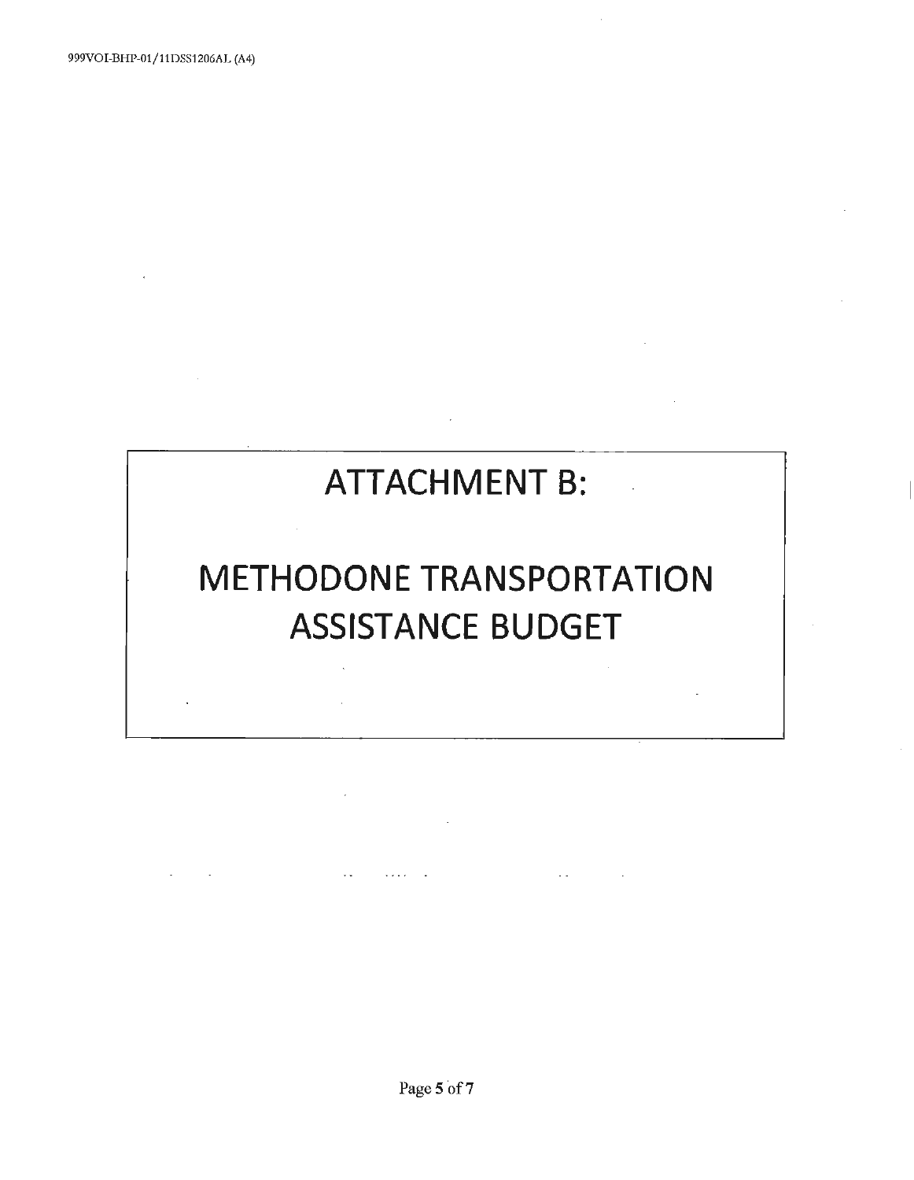# ATTACHMENT B:

# METHODONE TRANSPORTATION ASSISTANCE BUDGET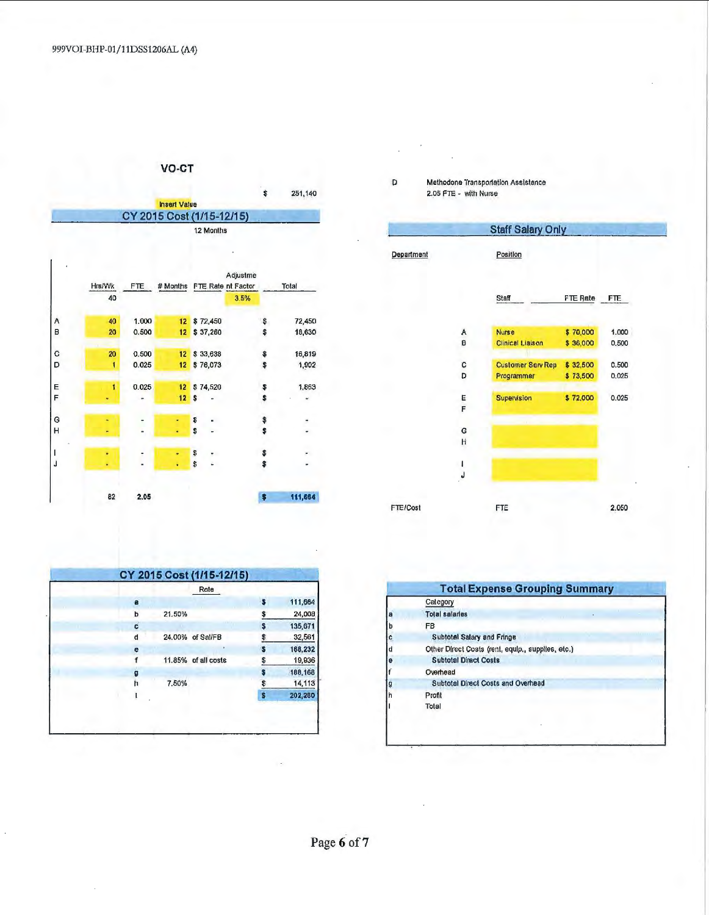999VOI-BHP-01/11DSS1206AL (A4)

## VO-CT

| | | | | | | |
|---|---|---|---|---|---|---|
| | | | | | $ | 251,140 |

Insert Value

### CY 2015 Cost (1/15-12/15)

12 Months

| | Hrs/Wk | FTE | # Months | FTE Rate | Adjustment Factor | Total |
|---|---|---|---|---|---|---|
| | 40 | | | | 3.5% | |
| A | 40 | 1.000 | 12 | $ 72,450 | | $ 72,450 |
| B | 20 | 0.500 | 12 | $ 37,260 | | $ 18,630 |
| C | 20 | 0.500 | 12 | $ 33,638 | | $ 16,819 |
| D | 1 | 0.025 | 12 | $ 76,073 | | $ 1,902 |
| E | 1 | 0.025 | 12 | $ 74,520 | | $ 1,863 |
| F | - | - | 12 | $ - | | $ - |
| G | - | - | - | $ - | | $ - |
| H | - | - | - | $ - | | $ - |
| I | - | - | - | $ - | | $ - |
| J | - | - | - | $ - | | $ - |
| | 82 | 2.05 | | | | $ 111,664 |

D &nbsp;&nbsp; Methodone Transportation Assistance
2.05 FTE - with Nurse

### Staff Salary Only

| Department | | Position | | |
|---|---|---|---|---|
| | | Staff | FTE Rate | FTE |
| | A | Nurse | $ 70,000 | 1.000 |
| | B | Clinical Liaison | $ 36,000 | 0.500 |
| | C | Customer Serv Rep | $ 32,500 | 0.500 |
| | D | Programmer | $ 73,500 | 0.025 |
| | E | Supervision | $ 72,000 | 0.025 |
| | F | | | |
| | G | | | |
| | H | | | |
| | I | | | |
| | J | | | |
| FTE/Cost | | FTE | | 2.050 |

### CY 2015 Cost (1/15-12/15)

| | Rate | | | |
|---|---|---|---|---|
| a | | | $ | 111,664 |
| b | 21.50% | | $ | 24,008 |
| c | | | $ | 135,671 |
| d | 24.00% | of Sal/FB | $ | 32,561 |
| e | | | $ | 168,232 |
| f | 11.85% | of all costs | $ | 19,936 |
| g | | | $ | 188,168 |
| h | 7.50% | | $ | 14,113 |
| i | | | $ | 202,280 |

### Total Expense Grouping Summary

| | Category |
|---|---|
| a | Total salaries |
| b | FB |
| c | Subtotal Salary and Fringe |
| d | Other Direct Costs (rent, equip., supplies, etc.) |
| e | Subtotal Direct Costs |
| f | Overhead |
| g | Subtotal Direct Costs and Overhead |
| h | Profit |
| i | Total |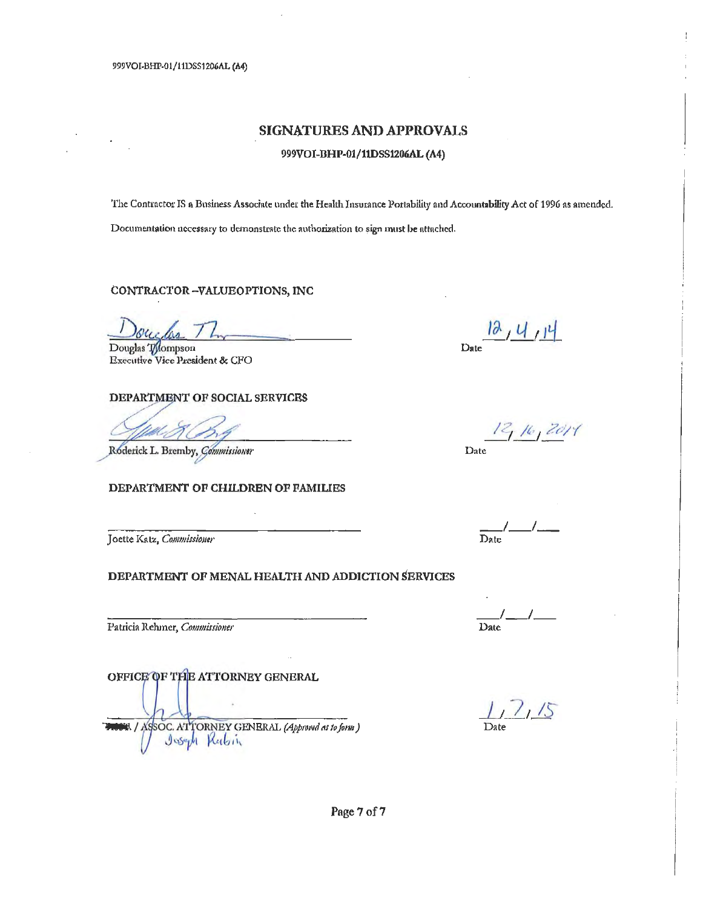999VOI-BHP-01/11DSS1206AL (A4)

## SIGNATURES AND APPROVALS

### 999VOI-BHP-01/11DSS1206AL (A4)

The Contractor IS a Business Associate under the Health Insurance Portability and Accountability Act of 1996 as amended.

Documentation necessary to demonstrate the authorization to sign must be attached.

**CONTRACTOR –VALUEOPTIONS, INC**

Douglas Thompson
Executive Vice President & CFO

Date 12/4/14

**DEPARTMENT OF SOCIAL SERVICES**

Roderick L. Bremby, *Commissioner*

Date 12/16/2014

**DEPARTMENT OF CHILDREN OF FAMILIES**

Joette Katz, *Commissioner*

Date \_\_\_/\_\_\_/\_\_\_

**DEPARTMENT OF MENAL HEALTH AND ADDICTION SERVICES**

Patricia Rehmer, *Commissioner*

Date \_\_\_/\_\_\_/\_\_\_

**OFFICE OF THE ATTORNEY GENERAL**

/ ASSOC. ATTORNEY GENERAL *(Approved as to form)*
Joseph Rubin

Date 1/7/15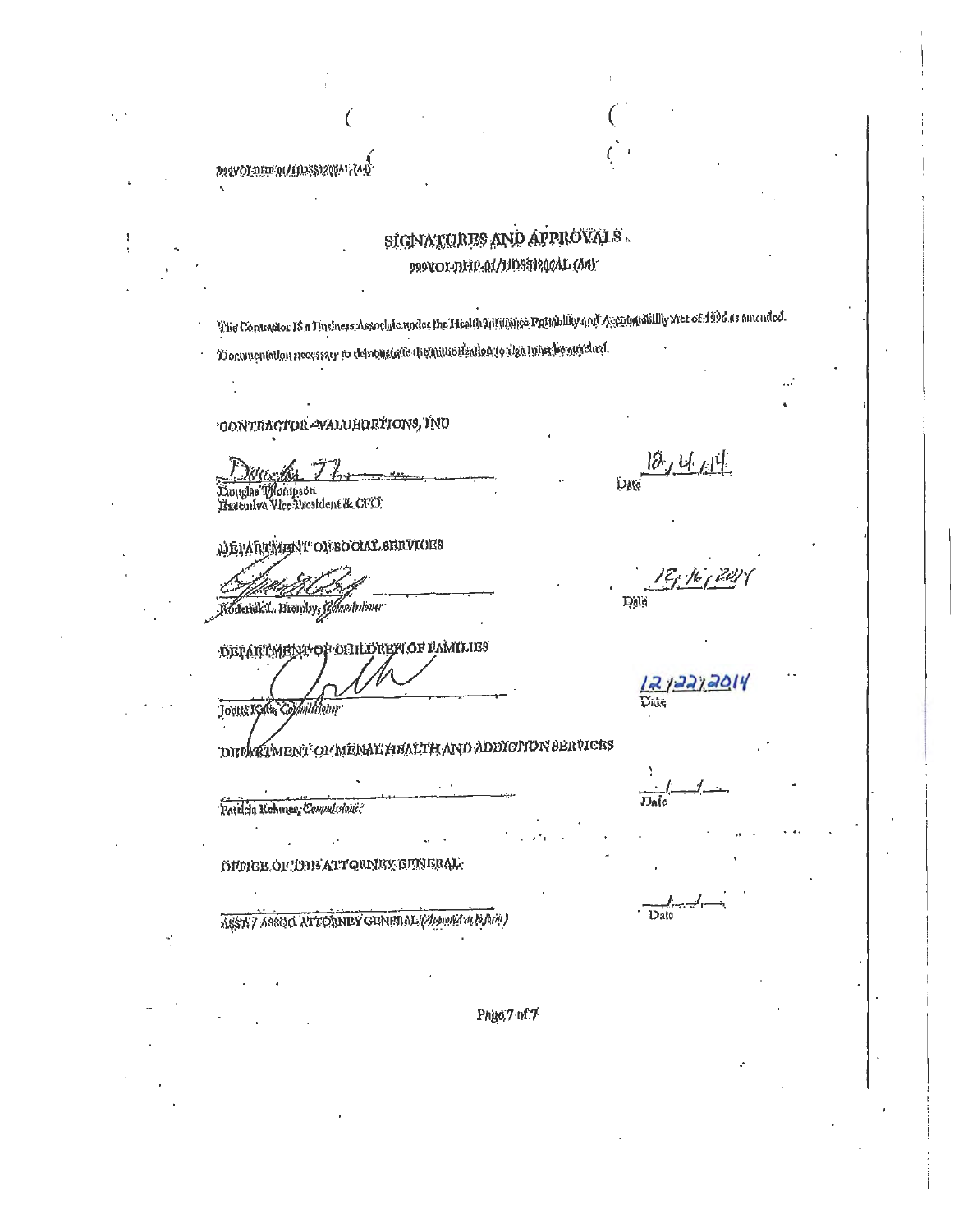999VOI-DHP-01/HDSS12OCAL (M)

## SIGNATURES AND APPROVALS

999VOI-DHP-01/HDSS12OCAL (M)

The Contractor IS a Business Associate under the Health Insurance Portability and Accountability Act of 1996 as amended.

Documentation necessary to demonstrate the authorization to sign must be attached.

CONTRACTOR - VALUEOPTIONS, INC

Douglas Thompson
Executive Vice President & CFO

Date 12/4/14

DEPARTMENT OF SOCIAL SERVICES

Roderick L. Bremby, Commissioner

Date 12/16/2014

DEPARTMENT OF CHILDREN OF FAMILIES

Joette Katz, Commissioner

Date 12/22/2014

DEPARTMENT OF MENTAL HEALTH AND ADDICTION SERVICES

Patricia Rehmer, Commissioner

Date \_\_/\_\_/\_\_

OFFICE OF THE ATTORNEY GENERAL

ASST / ASSOC ATTORNEY GENERAL (Approved as to form)

Date \_\_/\_\_/\_\_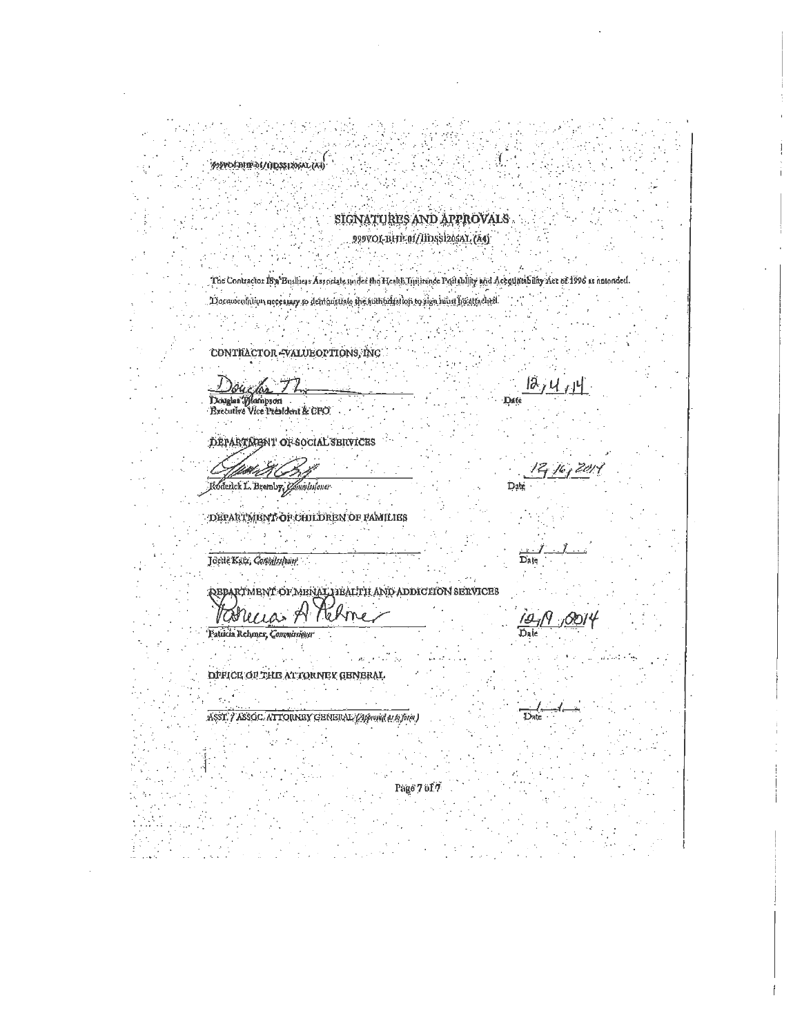999VOI-BHP-01/IIDSS1206AL (A4)

## SIGNATURES AND APPROVALS

999VOI-BHP-01/IIDSS1206AL (A4)

The Contractor IS a Business Associate under the Health Insurance Portability and Accountability Act of 1996 as amended.

Documentation necessary to demonstrate the authorization to sign must be attached.

CONTRACTOR -VALUEOPTIONS, INC

Douglas Th\_\_\_\_\_\_\_\_\_\_\_\_\_\_\_\_ 12/4/14
Douglas Thompson
Executive Vice President & CFO
Date

DEPARTMENT OF SOCIAL SERVICES

\_\_\_\_\_\_\_\_\_\_\_\_\_\_\_\_\_\_\_\_\_\_\_\_ 12/16/2014
Roderick L. Bremby, Commissioner
Date

DEPARTMENT OF CHILDREN OF FAMILIES

\_\_\_\_\_\_\_\_\_\_\_\_\_\_\_\_\_\_\_\_\_\_\_\_ \_\_/\_\_/\_\_
Joette Katz, Commissioner
Date

DEPARTMENT OF MENAL HEALTH AND ADDICTION SERVICES

Patricia A Rehmer\_\_\_\_\_\_\_\_\_\_\_\_\_\_\_\_ 12/9/2014
Patricia Rehmer, Commissioner
Date

OFFICE OF THE ATTORNEY GENERAL

\_\_\_\_\_\_\_\_\_\_\_\_\_\_\_\_\_\_\_\_\_\_\_\_ \_\_/\_\_/\_\_
ASST. / ASSOC. ATTORNEY GENERAL (Approved as to form)
Date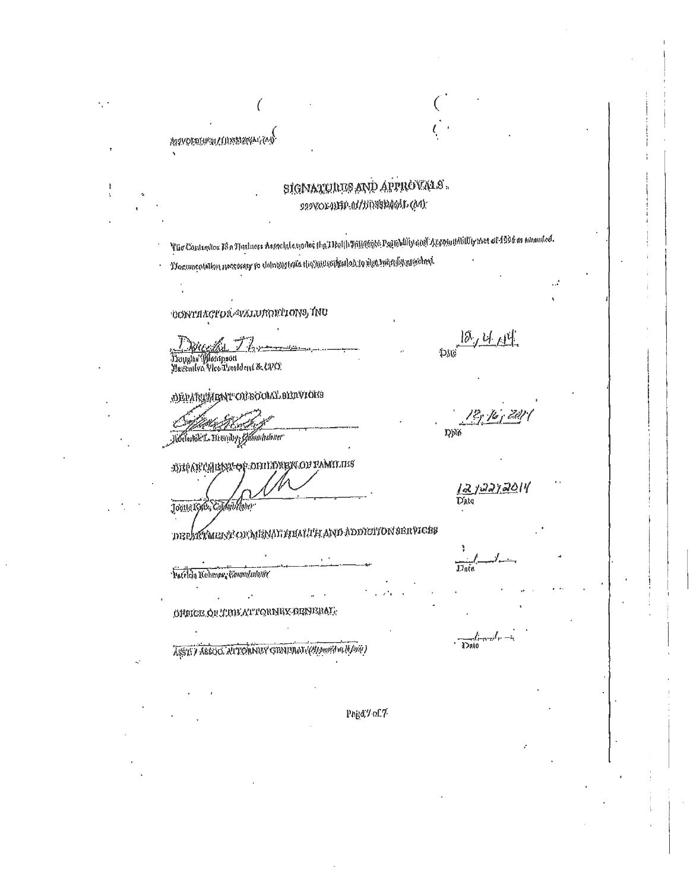## SIGNATURES AND APPROVALS

The Contractor is a Business Associate under the Health Insurance Portability and Accountability Act of 1996 as amended.

Documentation necessary to demonstrate the authorization to sign must be attached.

CONTRACTOR: VALUEOPTIONS, INC

Douglas Thompson
Executive Vice President & CFO

Date 12/4/14

DEPARTMENT OF SOCIAL SERVICES

Roderick L. Bremby, Commissioner

Date 12/16/2014

DEPARTMENT OF CHILDREN AND FAMILIES

Joette Katz, Commissioner

Date 12/22/2014

DEPARTMENT OF MENTAL HEALTH AND ADDICTION SERVICES

Patricia Rehmer, Commissioner

Date ___/___/___

OFFICE OF THE ATTORNEY GENERAL

ASST./ASSOC. ATTORNEY GENERAL (Approved as to form)

Date ___/___/___